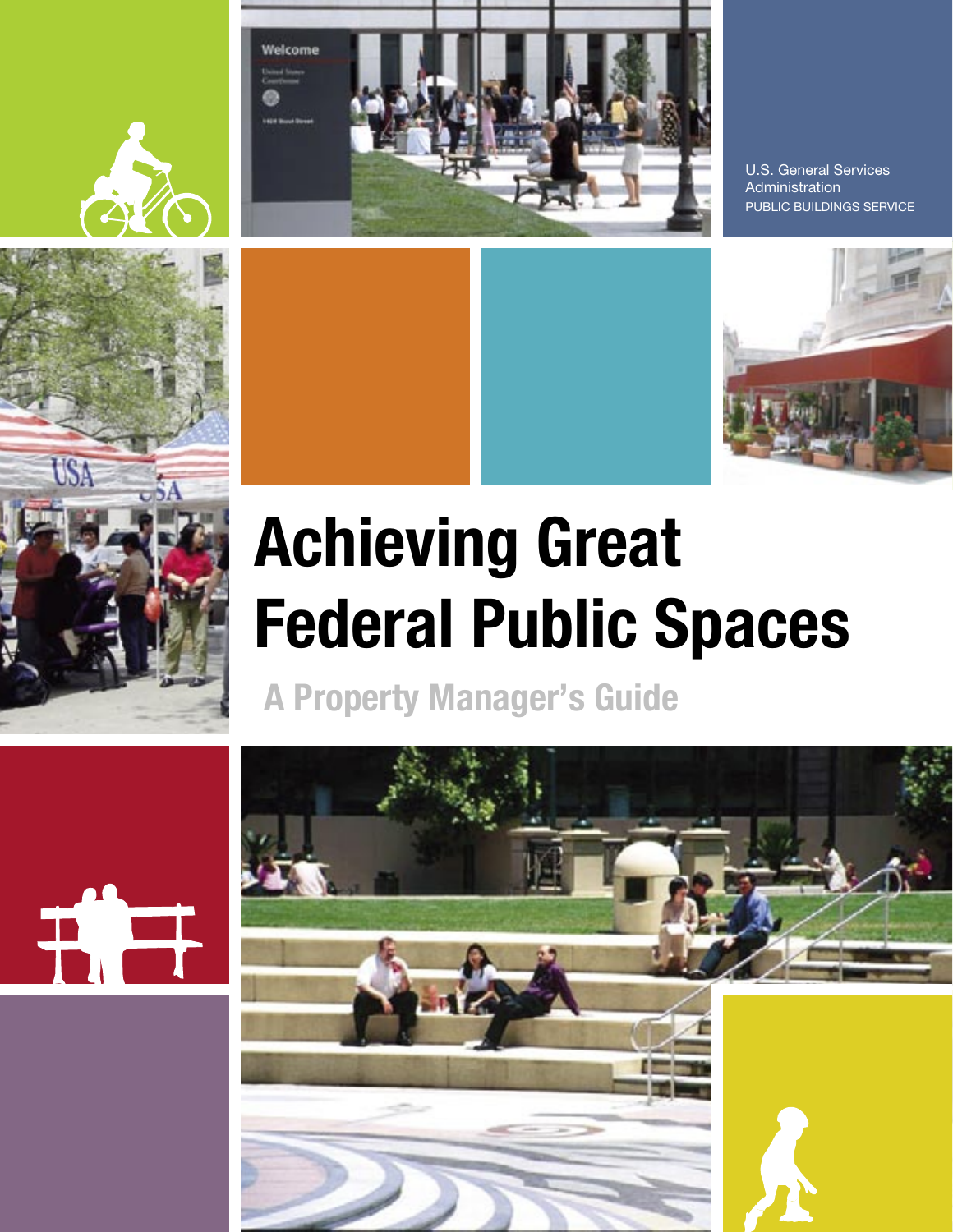U.S. General Services Administration
PUBLIC BUILDINGS SERVICE

# Achieving Great Federal Public Spaces

## A Property Manager's Guide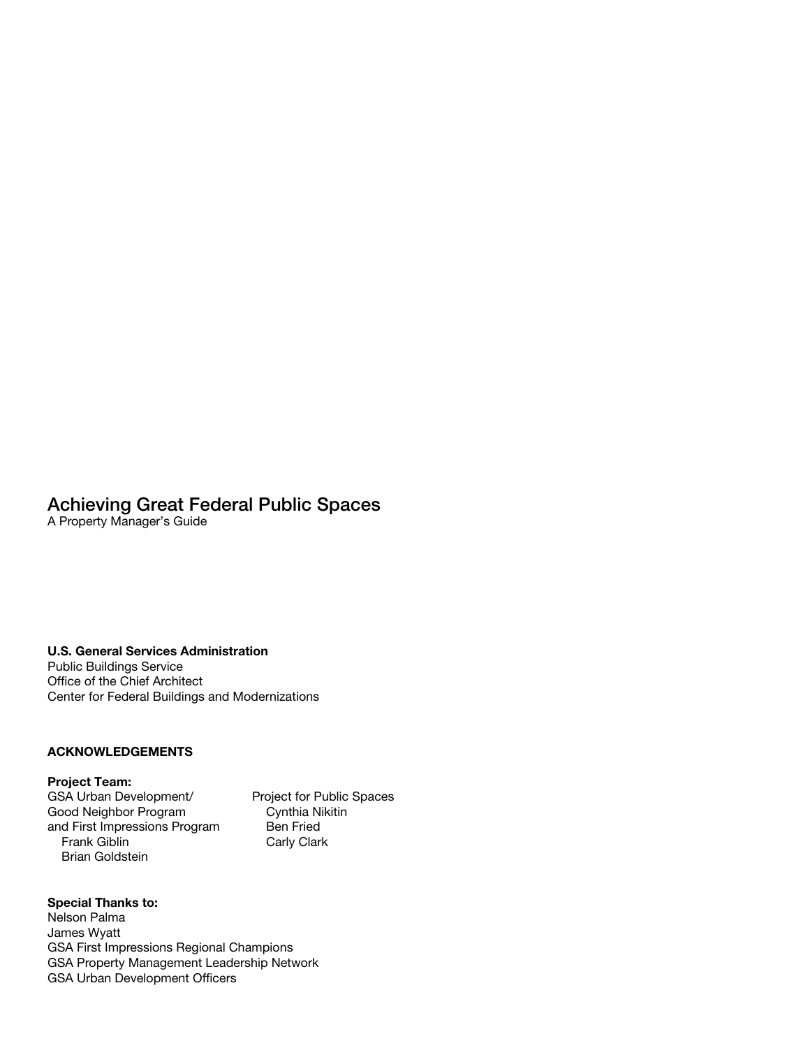# Achieving Great Federal Public Spaces

A Property Manager's Guide

**U.S. General Services Administration**
Public Buildings Service
Office of the Chief Architect
Center for Federal Buildings and Modernizations

**ACKNOWLEDGEMENTS**

**Project Team:**

GSA Urban Development/
Good Neighbor Program
and First Impressions Program
- Frank Giblin
- Brian Goldstein

Project for Public Spaces
- Cynthia Nikitin
- Ben Fried
- Carly Clark

**Special Thanks to:**
Nelson Palma
James Wyatt
GSA First Impressions Regional Champions
GSA Property Management Leadership Network
GSA Urban Development Officers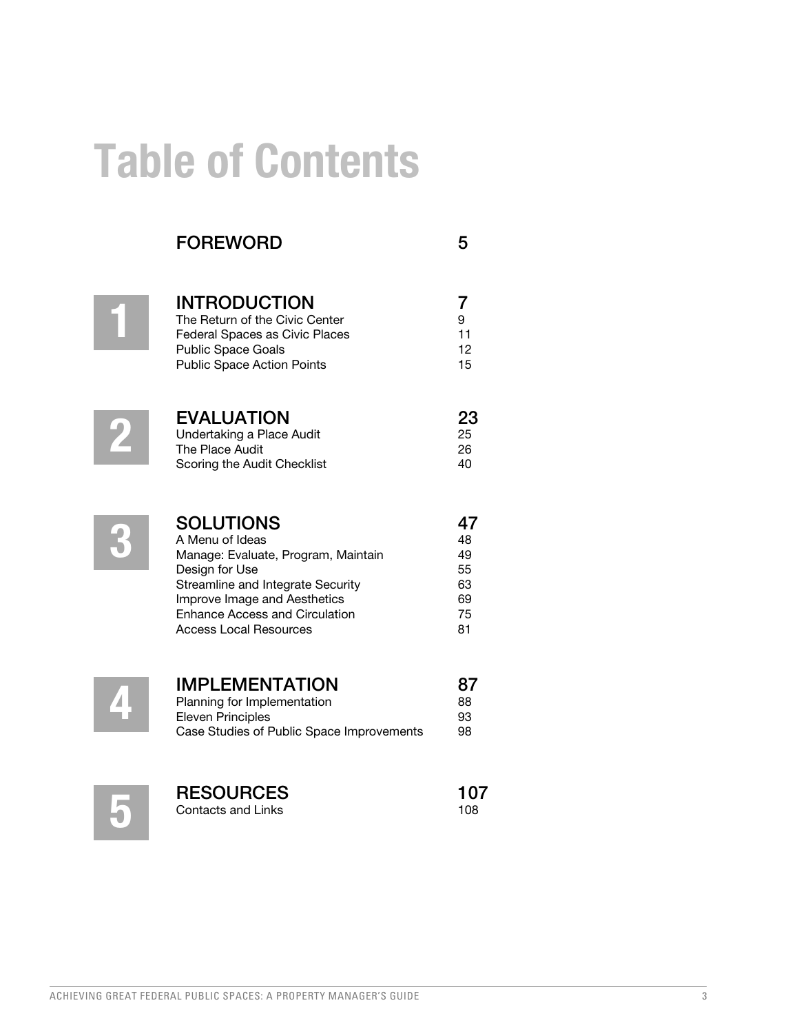# Table of Contents

| | | |
|---|---|---|
| | **FOREWORD** | **5** |
| **1** | **INTRODUCTION** | **7** |
| | The Return of the Civic Center | 9 |
| | Federal Spaces as Civic Places | 11 |
| | Public Space Goals | 12 |
| | Public Space Action Points | 15 |
| **2** | **EVALUATION** | **23** |
| | Undertaking a Place Audit | 25 |
| | The Place Audit | 26 |
| | Scoring the Audit Checklist | 40 |
| **3** | **SOLUTIONS** | **47** |
| | A Menu of Ideas | 48 |
| | Manage: Evaluate, Program, Maintain | 49 |
| | Design for Use | 55 |
| | Streamline and Integrate Security | 63 |
| | Improve Image and Aesthetics | 69 |
| | Enhance Access and Circulation | 75 |
| | Access Local Resources | 81 |
| **4** | **IMPLEMENTATION** | **87** |
| | Planning for Implementation | 88 |
| | Eleven Principles | 93 |
| | Case Studies of Public Space Improvements | 98 |
| **5** | **RESOURCES** | **107** |
| | Contacts and Links | 108 |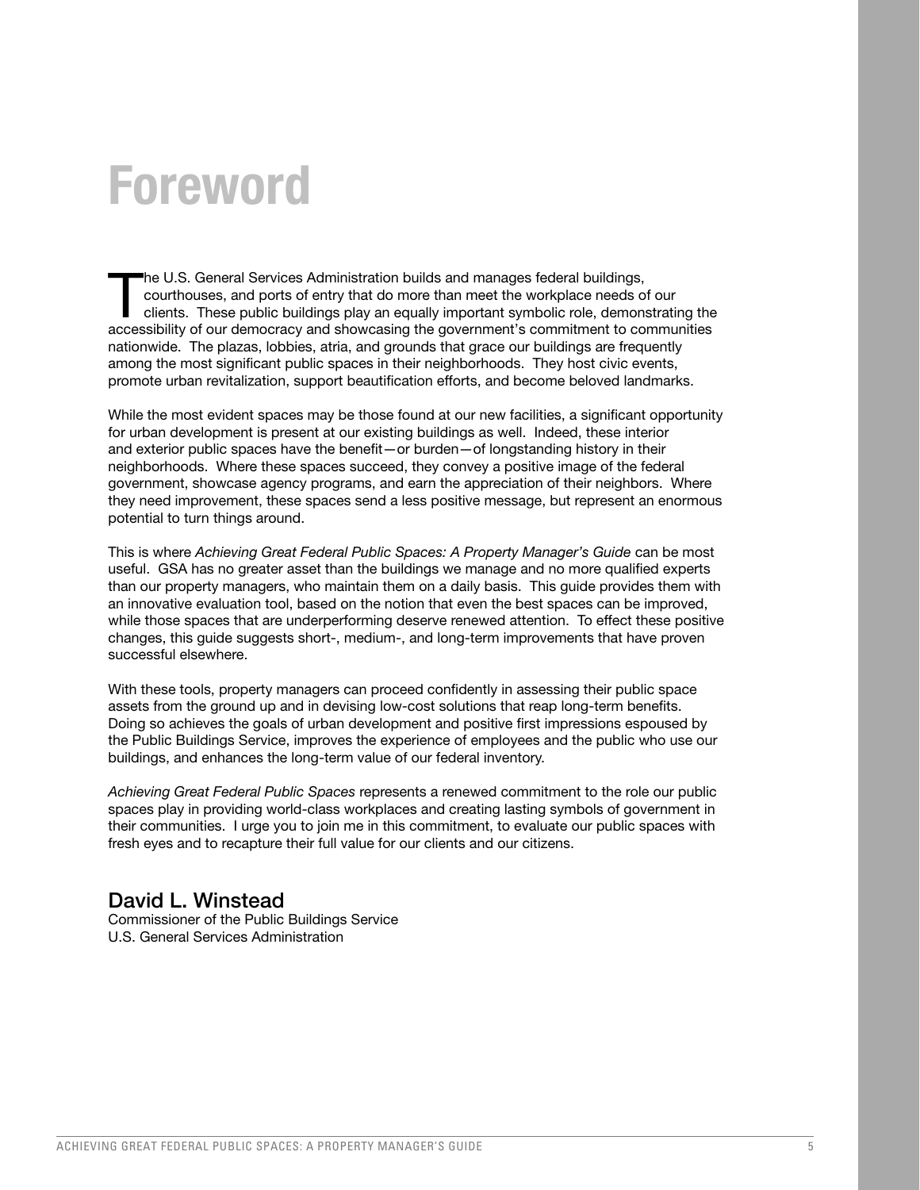# Foreword

The U.S. General Services Administration builds and manages federal buildings, courthouses, and ports of entry that do more than meet the workplace needs of our clients. These public buildings play an equally important symbolic role, demonstrating the accessibility of our democracy and showcasing the government's commitment to communities nationwide. The plazas, lobbies, atria, and grounds that grace our buildings are frequently among the most significant public spaces in their neighborhoods. They host civic events, promote urban revitalization, support beautification efforts, and become beloved landmarks.

While the most evident spaces may be those found at our new facilities, a significant opportunity for urban development is present at our existing buildings as well. Indeed, these interior and exterior public spaces have the benefit—or burden—of longstanding history in their neighborhoods. Where these spaces succeed, they convey a positive image of the federal government, showcase agency programs, and earn the appreciation of their neighbors. Where they need improvement, these spaces send a less positive message, but represent an enormous potential to turn things around.

This is where *Achieving Great Federal Public Spaces: A Property Manager's Guide* can be most useful. GSA has no greater asset than the buildings we manage and no more qualified experts than our property managers, who maintain them on a daily basis. This guide provides them with an innovative evaluation tool, based on the notion that even the best spaces can be improved, while those spaces that are underperforming deserve renewed attention. To effect these positive changes, this guide suggests short-, medium-, and long-term improvements that have proven successful elsewhere.

With these tools, property managers can proceed confidently in assessing their public space assets from the ground up and in devising low-cost solutions that reap long-term benefits. Doing so achieves the goals of urban development and positive first impressions espoused by the Public Buildings Service, improves the experience of employees and the public who use our buildings, and enhances the long-term value of our federal inventory.

*Achieving Great Federal Public Spaces* represents a renewed commitment to the role our public spaces play in providing world-class workplaces and creating lasting symbols of government in their communities. I urge you to join me in this commitment, to evaluate our public spaces with fresh eyes and to recapture their full value for our clients and our citizens.

## David L. Winstead

Commissioner of the Public Buildings Service
U.S. General Services Administration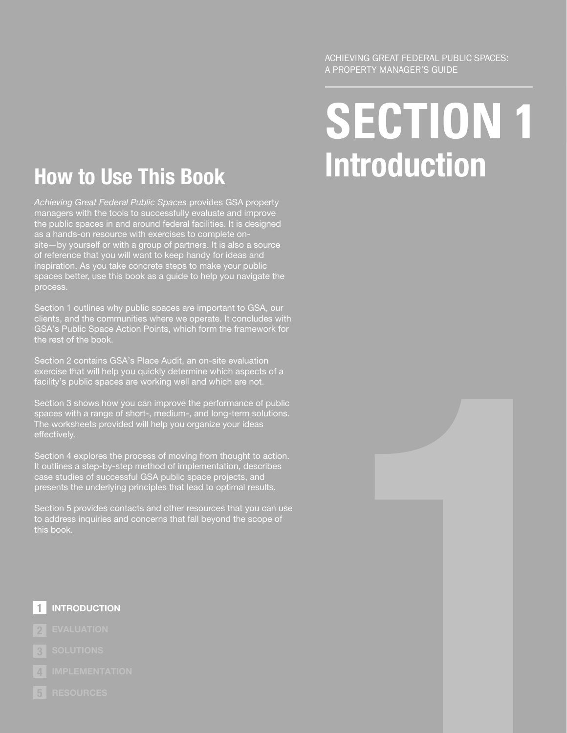# SECTION 1
# Introduction

## How to Use This Book

*Achieving Great Federal Public Spaces* provides GSA property managers with the tools to successfully evaluate and improve the public spaces in and around federal facilities. It is designed as a hands-on resource with exercises to complete on-site—by yourself or with a group of partners. It is also a source of reference that you will want to keep handy for ideas and inspiration. As you take concrete steps to make your public spaces better, use this book as a guide to help you navigate the process.

Section 1 outlines why public spaces are important to GSA, our clients, and the communities where we operate. It concludes with GSA's Public Space Action Points, which form the framework for the rest of the book.

Section 2 contains GSA's Place Audit, an on-site evaluation exercise that will help you quickly determine which aspects of a facility's public spaces are working well and which are not.

Section 3 shows how you can improve the performance of public spaces with a range of short-, medium-, and long-term solutions. The worksheets provided will help you organize your ideas effectively.

Section 4 explores the process of moving from thought to action. It outlines a step-by-step method of implementation, describes case studies of successful GSA public space projects, and presents the underlying principles that lead to optimal results.

Section 5 provides contacts and other resources that you can use to address inquiries and concerns that fall beyond the scope of this book.

1. **INTRODUCTION**
2. EVALUATION
3. SOLUTIONS
4. IMPLEMENTATION
5. RESOURCES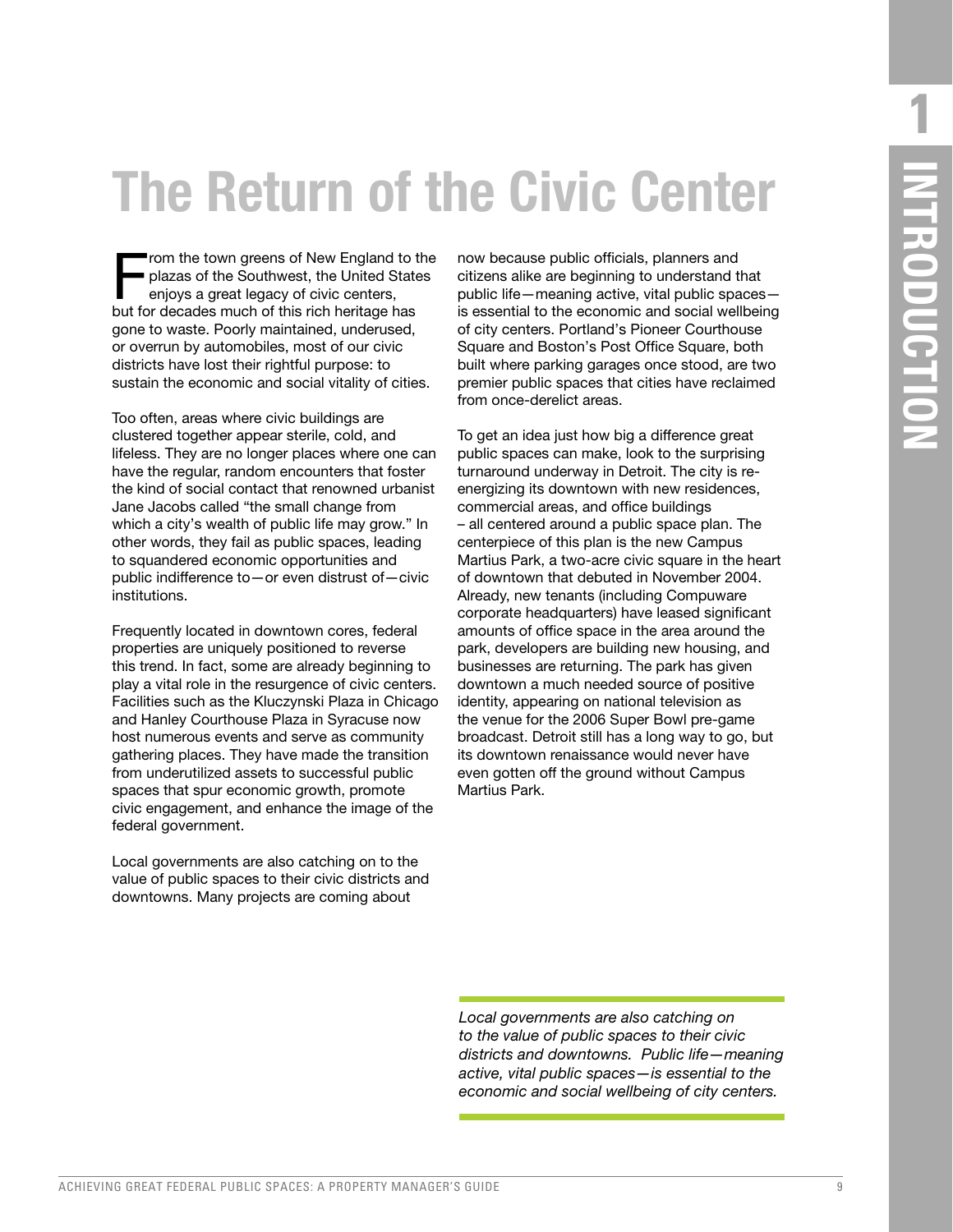# The Return of the Civic Center

From the town greens of New England to the plazas of the Southwest, the United States enjoys a great legacy of civic centers, but for decades much of this rich heritage has gone to waste. Poorly maintained, underused, or overrun by automobiles, most of our civic districts have lost their rightful purpose: to sustain the economic and social vitality of cities.

Too often, areas where civic buildings are clustered together appear sterile, cold, and lifeless. They are no longer places where one can have the regular, random encounters that foster the kind of social contact that renowned urbanist Jane Jacobs called "the small change from which a city's wealth of public life may grow." In other words, they fail as public spaces, leading to squandered economic opportunities and public indifference to—or even distrust of—civic institutions.

Frequently located in downtown cores, federal properties are uniquely positioned to reverse this trend. In fact, some are already beginning to play a vital role in the resurgence of civic centers. Facilities such as the Kluczynski Plaza in Chicago and Hanley Courthouse Plaza in Syracuse now host numerous events and serve as community gathering places. They have made the transition from underutilized assets to successful public spaces that spur economic growth, promote civic engagement, and enhance the image of the federal government.

Local governments are also catching on to the value of public spaces to their civic districts and downtowns. Many projects are coming about now because public officials, planners and citizens alike are beginning to understand that public life—meaning active, vital public spaces—is essential to the economic and social wellbeing of city centers. Portland's Pioneer Courthouse Square and Boston's Post Office Square, both built where parking garages once stood, are two premier public spaces that cities have reclaimed from once-derelict areas.

To get an idea just how big a difference great public spaces can make, look to the surprising turnaround underway in Detroit. The city is re-energizing its downtown with new residences, commercial areas, and office buildings – all centered around a public space plan. The centerpiece of this plan is the new Campus Martius Park, a two-acre civic square in the heart of downtown that debuted in November 2004. Already, new tenants (including Compuware corporate headquarters) have leased significant amounts of office space in the area around the park, developers are building new housing, and businesses are returning. The park has given downtown a much needed source of positive identity, appearing on national television as the venue for the 2006 Super Bowl pre-game broadcast. Detroit still has a long way to go, but its downtown renaissance would never have even gotten off the ground without Campus Martius Park.

*Local governments are also catching on to the value of public spaces to their civic districts and downtowns. Public life—meaning active, vital public spaces—is essential to the economic and social wellbeing of city centers.*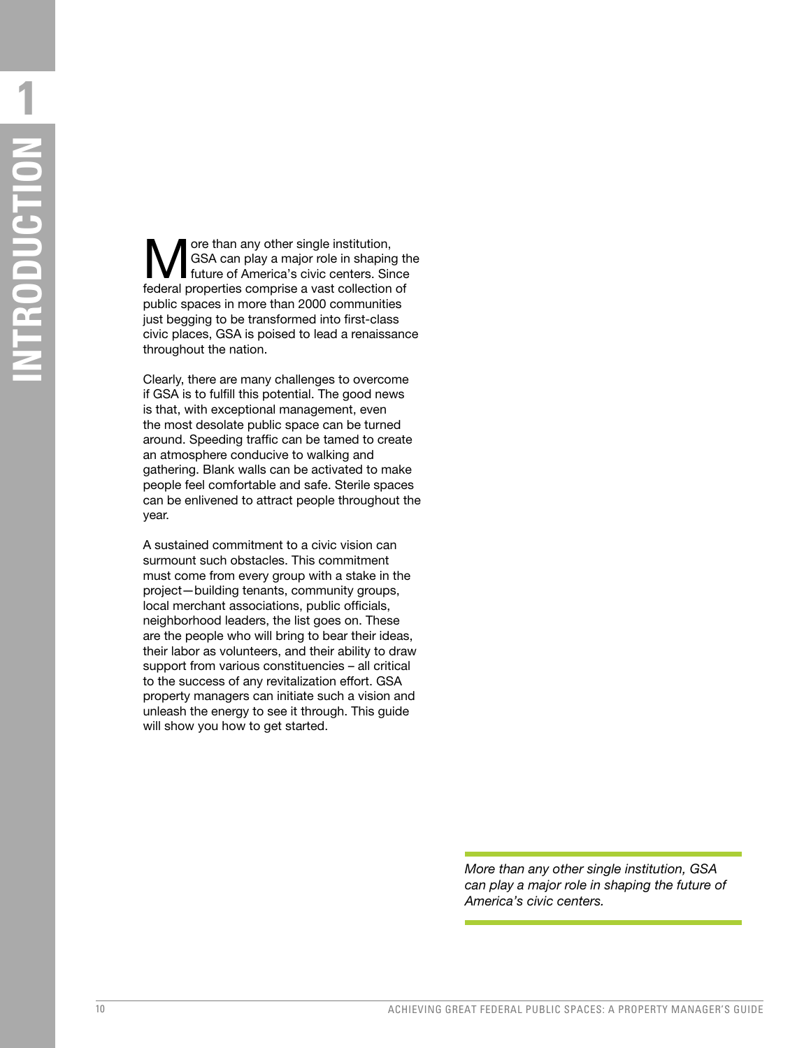# 1 INTRODUCTION

More than any other single institution, GSA can play a major role in shaping the future of America's civic centers. Since federal properties comprise a vast collection of public spaces in more than 2000 communities just begging to be transformed into first-class civic places, GSA is poised to lead a renaissance throughout the nation.

Clearly, there are many challenges to overcome if GSA is to fulfill this potential. The good news is that, with exceptional management, even the most desolate public space can be turned around. Speeding traffic can be tamed to create an atmosphere conducive to walking and gathering. Blank walls can be activated to make people feel comfortable and safe. Sterile spaces can be enlivened to attract people throughout the year.

A sustained commitment to a civic vision can surmount such obstacles. This commitment must come from every group with a stake in the project—building tenants, community groups, local merchant associations, public officials, neighborhood leaders, the list goes on. These are the people who will bring to bear their ideas, their labor as volunteers, and their ability to draw support from various constituencies – all critical to the success of any revitalization effort. GSA property managers can initiate such a vision and unleash the energy to see it through. This guide will show you how to get started.

*More than any other single institution, GSA can play a major role in shaping the future of America's civic centers.*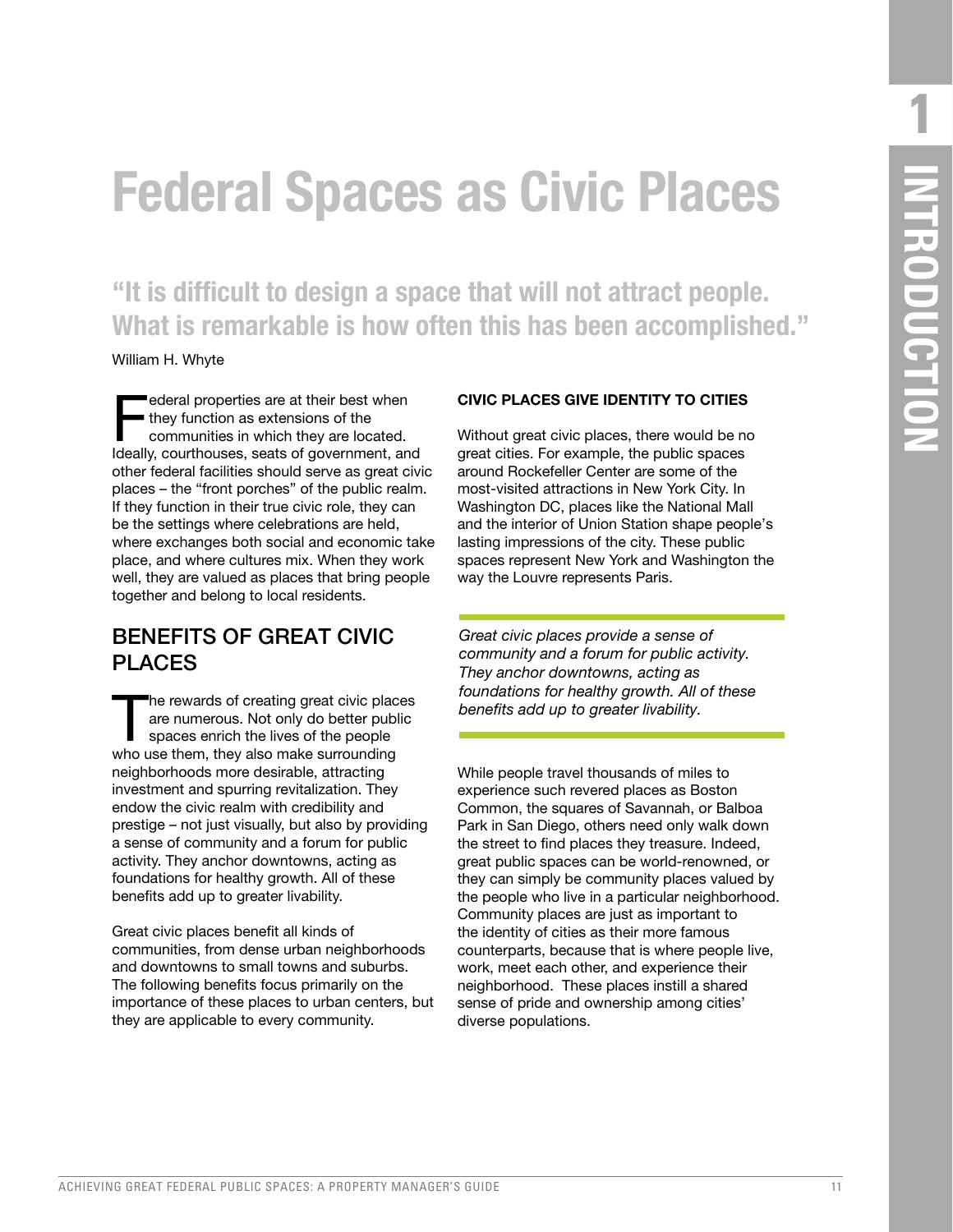# Federal Spaces as Civic Places

**"It is difficult to design a space that will not attract people. What is remarkable is how often this has been accomplished."**

William H. Whyte

Federal properties are at their best when they function as extensions of the communities in which they are located. Ideally, courthouses, seats of government, and other federal facilities should serve as great civic places – the "front porches" of the public realm. If they function in their true civic role, they can be the settings where celebrations are held, where exchanges both social and economic take place, and where cultures mix. When they work well, they are valued as places that bring people together and belong to local residents.

## BENEFITS OF GREAT CIVIC PLACES

The rewards of creating great civic places are numerous. Not only do better public spaces enrich the lives of the people who use them, they also make surrounding neighborhoods more desirable, attracting investment and spurring revitalization. They endow the civic realm with credibility and prestige – not just visually, but also by providing a sense of community and a forum for public activity. They anchor downtowns, acting as foundations for healthy growth. All of these benefits add up to greater livability.

Great civic places benefit all kinds of communities, from dense urban neighborhoods and downtowns to small towns and suburbs. The following benefits focus primarily on the importance of these places to urban centers, but they are applicable to every community.

### CIVIC PLACES GIVE IDENTITY TO CITIES

Without great civic places, there would be no great cities. For example, the public spaces around Rockefeller Center are some of the most-visited attractions in New York City. In Washington DC, places like the National Mall and the interior of Union Station shape people's lasting impressions of the city. These public spaces represent New York and Washington the way the Louvre represents Paris.

*Great civic places provide a sense of community and a forum for public activity. They anchor downtowns, acting as foundations for healthy growth. All of these benefits add up to greater livability.*

While people travel thousands of miles to experience such revered places as Boston Common, the squares of Savannah, or Balboa Park in San Diego, others need only walk down the street to find places they treasure. Indeed, great public spaces can be world-renowned, or they can simply be community places valued by the people who live in a particular neighborhood. Community places are just as important to the identity of cities as their more famous counterparts, because that is where people live, work, meet each other, and experience their neighborhood. These places instill a shared sense of pride and ownership among cities' diverse populations.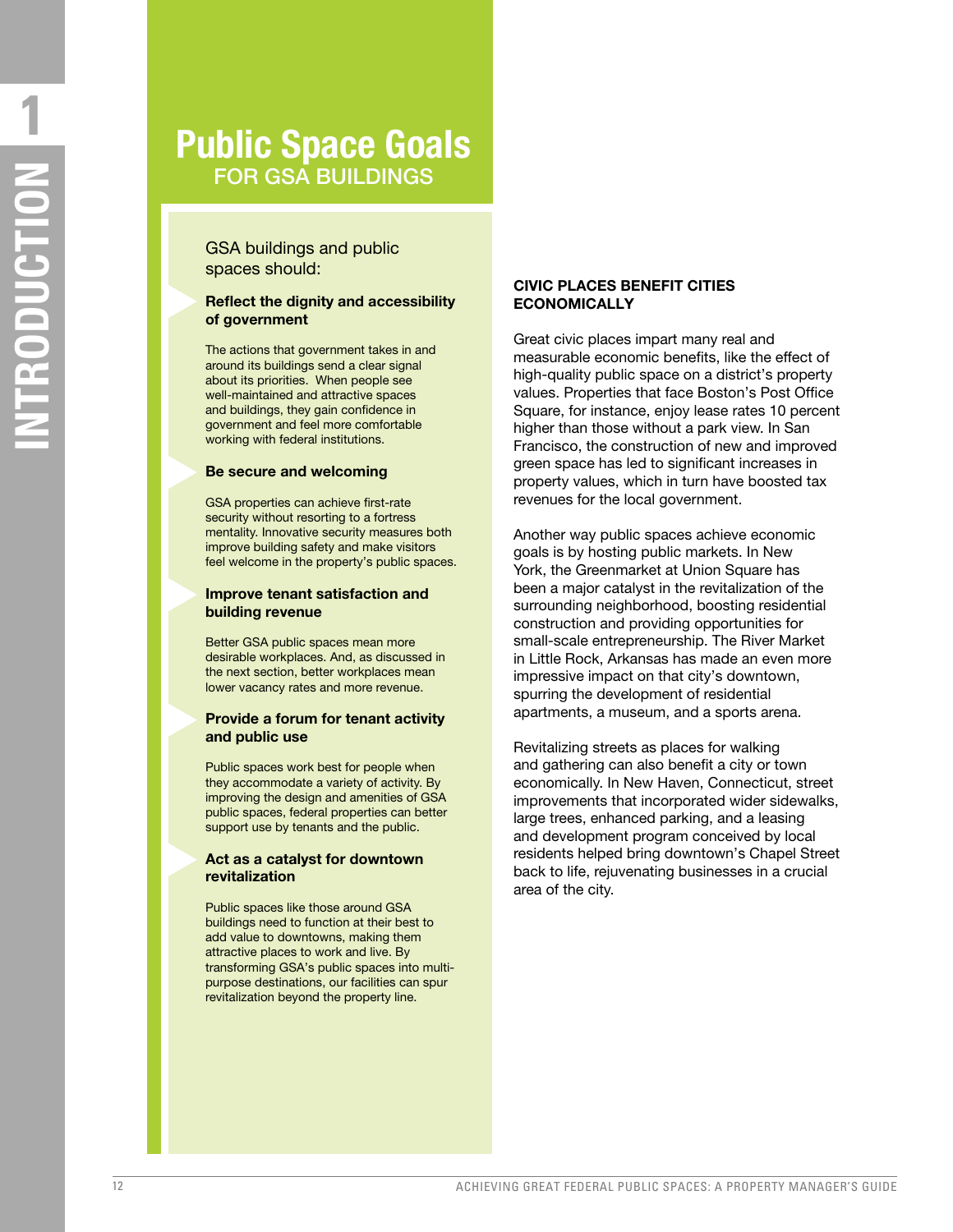# Public Space Goals FOR GSA BUILDINGS

GSA buildings and public spaces should:

### Reflect the dignity and accessibility of government

The actions that government takes in and around its buildings send a clear signal about its priorities. When people see well-maintained and attractive spaces and buildings, they gain confidence in government and feel more comfortable working with federal institutions.

### Be secure and welcoming

GSA properties can achieve first-rate security without resorting to a fortress mentality. Innovative security measures both improve building safety and make visitors feel welcome in the property's public spaces.

### Improve tenant satisfaction and building revenue

Better GSA public spaces mean more desirable workplaces. And, as discussed in the next section, better workplaces mean lower vacancy rates and more revenue.

### Provide a forum for tenant activity and public use

Public spaces work best for people when they accommodate a variety of activity. By improving the design and amenities of GSA public spaces, federal properties can better support use by tenants and the public.

### Act as a catalyst for downtown revitalization

Public spaces like those around GSA buildings need to function at their best to add value to downtowns, making them attractive places to work and live. By transforming GSA's public spaces into multi-purpose destinations, our facilities can spur revitalization beyond the property line.

## CIVIC PLACES BENEFIT CITIES ECONOMICALLY

Great civic places impart many real and measurable economic benefits, like the effect of high-quality public space on a district's property values. Properties that face Boston's Post Office Square, for instance, enjoy lease rates 10 percent higher than those without a park view. In San Francisco, the construction of new and improved green space has led to significant increases in property values, which in turn have boosted tax revenues for the local government.

Another way public spaces achieve economic goals is by hosting public markets. In New York, the Greenmarket at Union Square has been a major catalyst in the revitalization of the surrounding neighborhood, boosting residential construction and providing opportunities for small-scale entrepreneurship. The River Market in Little Rock, Arkansas has made an even more impressive impact on that city's downtown, spurring the development of residential apartments, a museum, and a sports arena.

Revitalizing streets as places for walking and gathering can also benefit a city or town economically. In New Haven, Connecticut, street improvements that incorporated wider sidewalks, large trees, enhanced parking, and a leasing and development program conceived by local residents helped bring downtown's Chapel Street back to life, rejuvenating businesses in a crucial area of the city.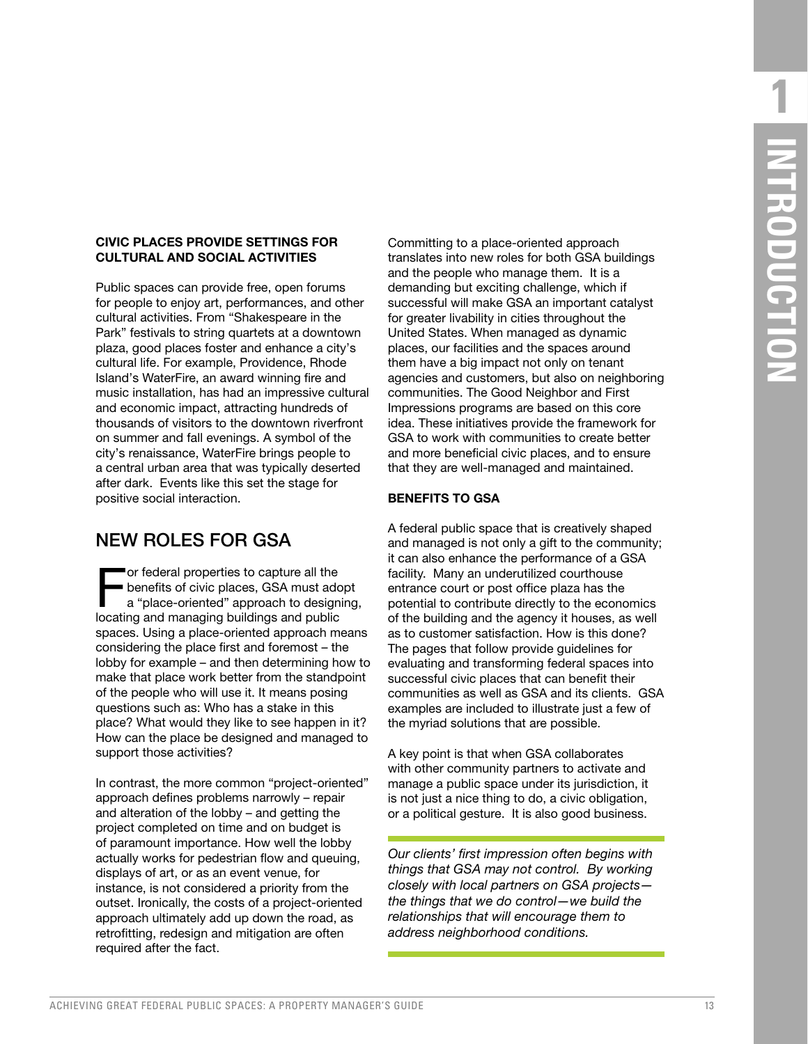### CIVIC PLACES PROVIDE SETTINGS FOR CULTURAL AND SOCIAL ACTIVITIES

Public spaces can provide free, open forums for people to enjoy art, performances, and other cultural activities. From "Shakespeare in the Park" festivals to string quartets at a downtown plaza, good places foster and enhance a city's cultural life. For example, Providence, Rhode Island's WaterFire, an award winning fire and music installation, has had an impressive cultural and economic impact, attracting hundreds of thousands of visitors to the downtown riverfront on summer and fall evenings. A symbol of the city's renaissance, WaterFire brings people to a central urban area that was typically deserted after dark. Events like this set the stage for positive social interaction.

## NEW ROLES FOR GSA

For federal properties to capture all the benefits of civic places, GSA must adopt a "place-oriented" approach to designing, locating and managing buildings and public spaces. Using a place-oriented approach means considering the place first and foremost – the lobby for example – and then determining how to make that place work better from the standpoint of the people who will use it. It means posing questions such as: Who has a stake in this place? What would they like to see happen in it? How can the place be designed and managed to support those activities?

In contrast, the more common "project-oriented" approach defines problems narrowly – repair and alteration of the lobby – and getting the project completed on time and on budget is of paramount importance. How well the lobby actually works for pedestrian flow and queuing, displays of art, or as an event venue, for instance, is not considered a priority from the outset. Ironically, the costs of a project-oriented approach ultimately add up down the road, as retrofitting, redesign and mitigation are often required after the fact.

Committing to a place-oriented approach translates into new roles for both GSA buildings and the people who manage them. It is a demanding but exciting challenge, which if successful will make GSA an important catalyst for greater livability in cities throughout the United States. When managed as dynamic places, our facilities and the spaces around them have a big impact not only on tenant agencies and customers, but also on neighboring communities. The Good Neighbor and First Impressions programs are based on this core idea. These initiatives provide the framework for GSA to work with communities to create better and more beneficial civic places, and to ensure that they are well-managed and maintained.

### BENEFITS TO GSA

A federal public space that is creatively shaped and managed is not only a gift to the community; it can also enhance the performance of a GSA facility. Many an underutilized courthouse entrance court or post office plaza has the potential to contribute directly to the economics of the building and the agency it houses, as well as to customer satisfaction. How is this done? The pages that follow provide guidelines for evaluating and transforming federal spaces into successful civic places that can benefit their communities as well as GSA and its clients. GSA examples are included to illustrate just a few of the myriad solutions that are possible.

A key point is that when GSA collaborates with other community partners to activate and manage a public space under its jurisdiction, it is not just a nice thing to do, a civic obligation, or a political gesture. It is also good business.

*Our clients' first impression often begins with things that GSA may not control. By working closely with local partners on GSA projects—the things that we do control—we build the relationships that will encourage them to address neighborhood conditions.*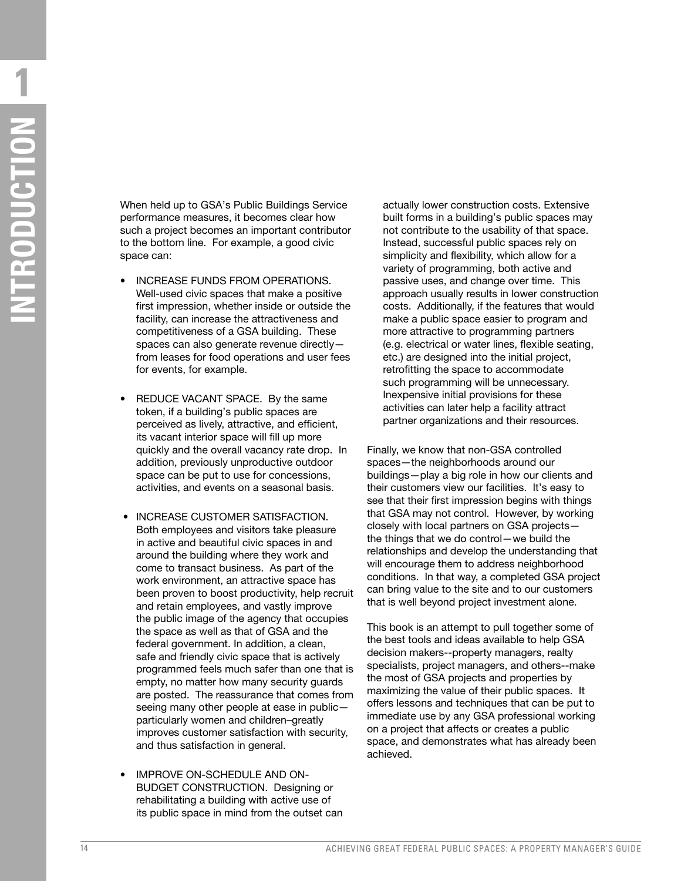When held up to GSA's Public Buildings Service performance measures, it becomes clear how such a project becomes an important contributor to the bottom line. For example, a good civic space can:

- INCREASE FUNDS FROM OPERATIONS. Well-used civic spaces that make a positive first impression, whether inside or outside the facility, can increase the attractiveness and competitiveness of a GSA building. These spaces can also generate revenue directly—from leases for food operations and user fees for events, for example.

- REDUCE VACANT SPACE. By the same token, if a building's public spaces are perceived as lively, attractive, and efficient, its vacant interior space will fill up more quickly and the overall vacancy rate drop. In addition, previously unproductive outdoor space can be put to use for concessions, activities, and events on a seasonal basis.

- INCREASE CUSTOMER SATISFACTION. Both employees and visitors take pleasure in active and beautiful civic spaces in and around the building where they work and come to transact business. As part of the work environment, an attractive space has been proven to boost productivity, help recruit and retain employees, and vastly improve the public image of the agency that occupies the space as well as that of GSA and the federal government. In addition, a clean, safe and friendly civic space that is actively programmed feels much safer than one that is empty, no matter how many security guards are posted. The reassurance that comes from seeing many other people at ease in public—particularly women and children–greatly improves customer satisfaction with security, and thus satisfaction in general.

- IMPROVE ON-SCHEDULE AND ON-BUDGET CONSTRUCTION. Designing or rehabilitating a building with active use of its public space in mind from the outset can actually lower construction costs. Extensive built forms in a building's public spaces may not contribute to the usability of that space. Instead, successful public spaces rely on simplicity and flexibility, which allow for a variety of programming, both active and passive uses, and change over time. This approach usually results in lower construction costs. Additionally, if the features that would make a public space easier to program and more attractive to programming partners (e.g. electrical or water lines, flexible seating, etc.) are designed into the initial project, retrofitting the space to accommodate such programming will be unnecessary. Inexpensive initial provisions for these activities can later help a facility attract partner organizations and their resources.

Finally, we know that non-GSA controlled spaces—the neighborhoods around our buildings—play a big role in how our clients and their customers view our facilities. It's easy to see that their first impression begins with things that GSA may not control. However, by working closely with local partners on GSA projects—the things that we do control—we build the relationships and develop the understanding that will encourage them to address neighborhood conditions. In that way, a completed GSA project can bring value to the site and to our customers that is well beyond project investment alone.

This book is an attempt to pull together some of the best tools and ideas available to help GSA decision makers--property managers, realty specialists, project managers, and others--make the most of GSA projects and properties by maximizing the value of their public spaces. It offers lessons and techniques that can be put to immediate use by any GSA professional working on a project that affects or creates a public space, and demonstrates what has already been achieved.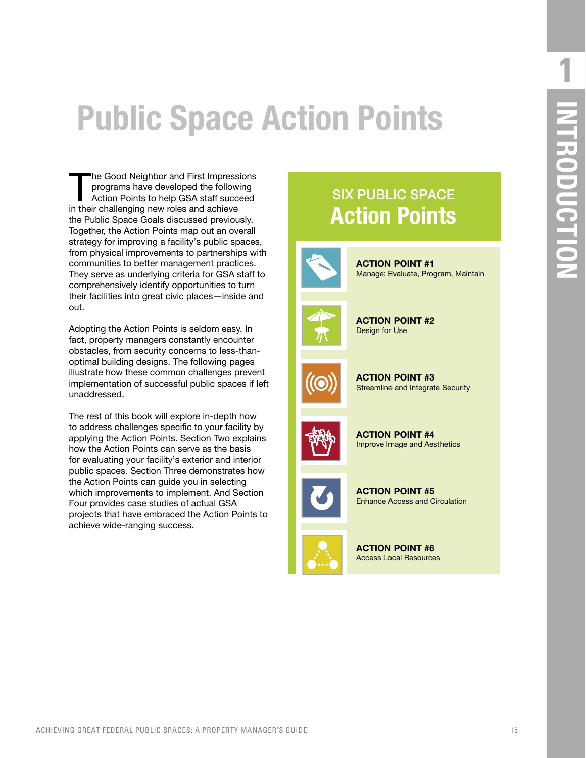# Public Space Action Points

The Good Neighbor and First Impressions programs have developed the following Action Points to help GSA staff succeed in their challenging new roles and achieve the Public Space Goals discussed previously. Together, the Action Points map out an overall strategy for improving a facility's public spaces, from physical improvements to partnerships with communities to better management practices. They serve as underlying criteria for GSA staff to comprehensively identify opportunities to turn their facilities into great civic places—inside and out.

Adopting the Action Points is seldom easy. In fact, property managers constantly encounter obstacles, from security concerns to less-than-optimal building designs. The following pages illustrate how these common challenges prevent implementation of successful public spaces if left unaddressed.

The rest of this book will explore in-depth how to address challenges specific to your facility by applying the Action Points. Section Two explains how the Action Points can serve as the basis for evaluating your facility's exterior and interior public spaces. Section Three demonstrates how the Action Points can guide you in selecting which improvements to implement. And Section Four provides case studies of actual GSA projects that have embraced the Action Points to achieve wide-ranging success.

## SIX PUBLIC SPACE Action Points

**ACTION POINT #1**
Manage: Evaluate, Program, Maintain

**ACTION POINT #2**
Design for Use

**ACTION POINT #3**
Streamline and Integrate Security

**ACTION POINT #4**
Improve Image and Aesthetics

**ACTION POINT #5**
Enhance Access and Circulation

**ACTION POINT #6**
Access Local Resources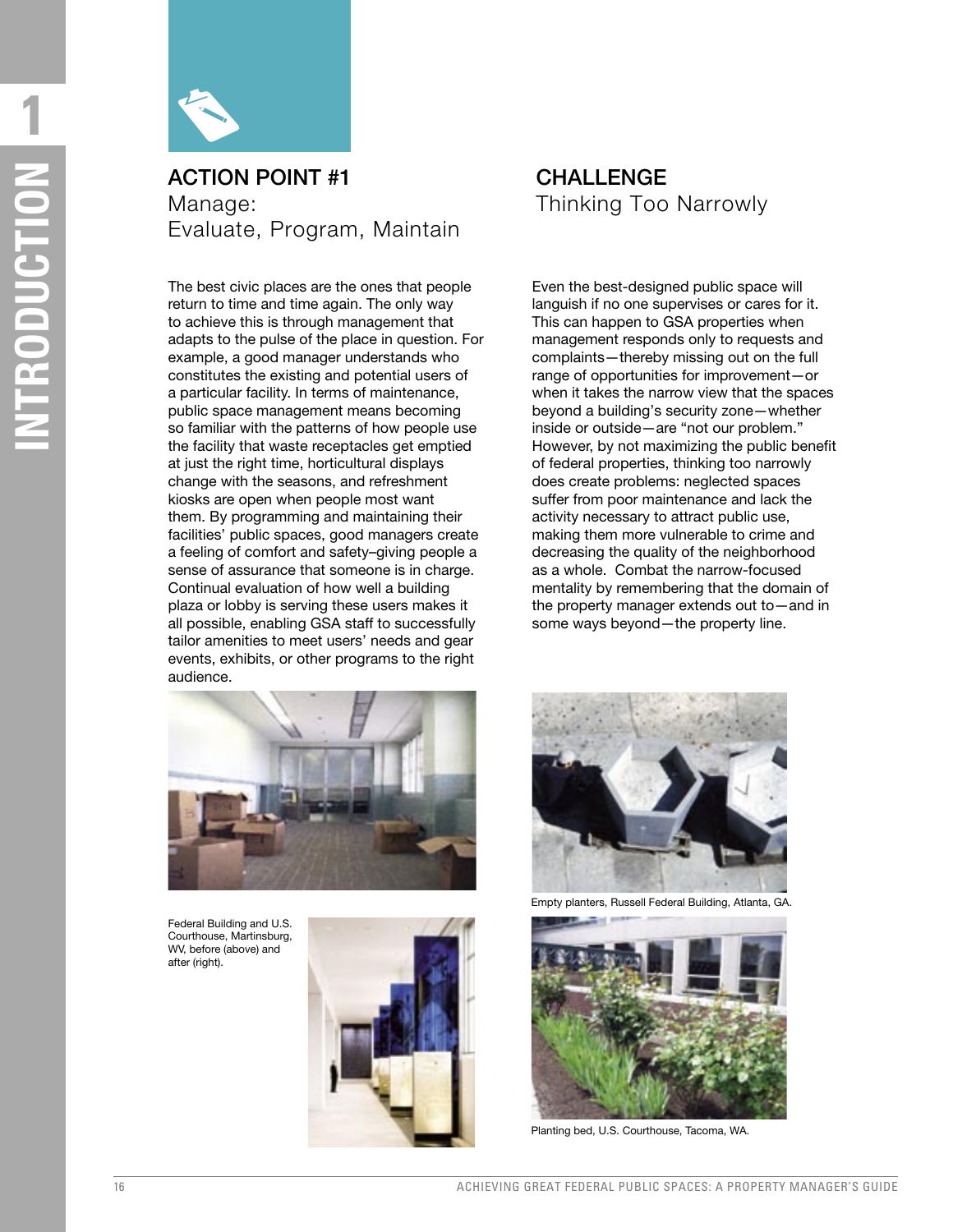## ACTION POINT #1
Manage:
Evaluate, Program, Maintain

The best civic places are the ones that people return to time and time again. The only way to achieve this is through management that adapts to the pulse of the place in question. For example, a good manager understands who constitutes the existing and potential users of a particular facility. In terms of maintenance, public space management means becoming so familiar with the patterns of how people use the facility that waste receptacles get emptied at just the right time, horticultural displays change with the seasons, and refreshment kiosks are open when people most want them. By programming and maintaining their facilities' public spaces, good managers create a feeling of comfort and safety–giving people a sense of assurance that someone is in charge. Continual evaluation of how well a building plaza or lobby is serving these users makes it all possible, enabling GSA staff to successfully tailor amenities to meet users' needs and gear events, exhibits, or other programs to the right audience.

Federal Building and U.S. Courthouse, Martinsburg, WV, before (above) and after (right).

## CHALLENGE
Thinking Too Narrowly

Even the best-designed public space will languish if no one supervises or cares for it. This can happen to GSA properties when management responds only to requests and complaints—thereby missing out on the full range of opportunities for improvement—or when it takes the narrow view that the spaces beyond a building's security zone—whether inside or outside—are "not our problem." However, by not maximizing the public benefit of federal properties, thinking too narrowly does create problems: neglected spaces suffer from poor maintenance and lack the activity necessary to attract public use, making them more vulnerable to crime and decreasing the quality of the neighborhood as a whole. Combat the narrow-focused mentality by remembering that the domain of the property manager extends out to—and in some ways beyond—the property line.

Empty planters, Russell Federal Building, Atlanta, GA.

Planting bed, U.S. Courthouse, Tacoma, WA.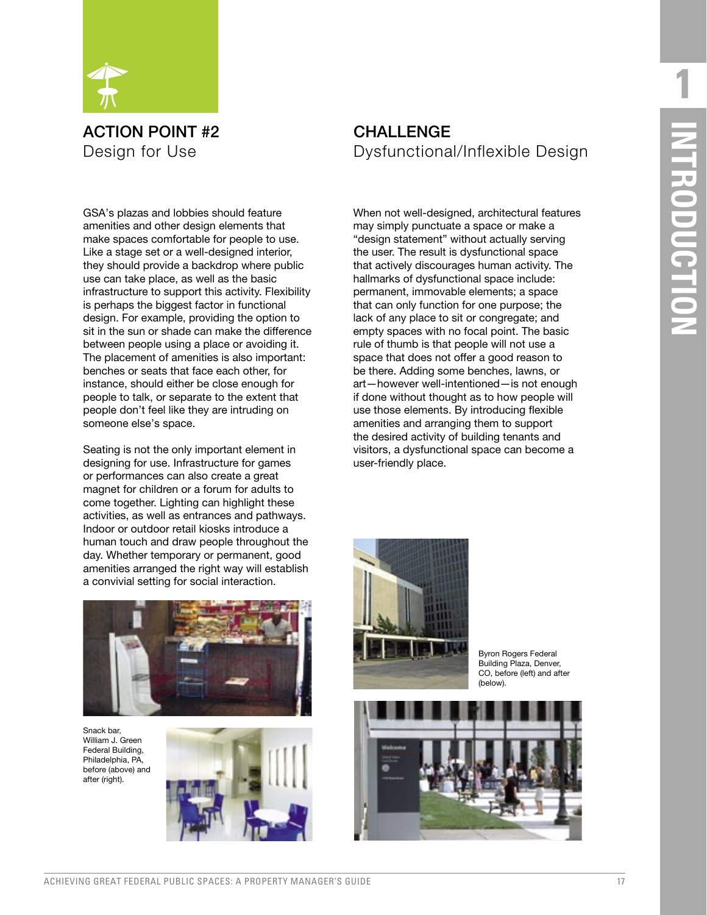## ACTION POINT #2
Design for Use

GSA's plazas and lobbies should feature amenities and other design elements that make spaces comfortable for people to use. Like a stage set or a well-designed interior, they should provide a backdrop where public use can take place, as well as the basic infrastructure to support this activity. Flexibility is perhaps the biggest factor in functional design. For example, providing the option to sit in the sun or shade can make the difference between people using a place or avoiding it. The placement of amenities is also important: benches or seats that face each other, for instance, should either be close enough for people to talk, or separate to the extent that people don't feel like they are intruding on someone else's space.

Seating is not the only important element in designing for use. Infrastructure for games or performances can also create a great magnet for children or a forum for adults to come together. Lighting can highlight these activities, as well as entrances and pathways. Indoor or outdoor retail kiosks introduce a human touch and draw people throughout the day. Whether temporary or permanent, good amenities arranged the right way will establish a convivial setting for social interaction.

Snack bar, William J. Green Federal Building, Philadelphia, PA, before (above) and after (right).

## CHALLENGE
Dysfunctional/Inflexible Design

When not well-designed, architectural features may simply punctuate a space or make a "design statement" without actually serving the user. The result is dysfunctional space that actively discourages human activity. The hallmarks of dysfunctional space include: permanent, immovable elements; a space that can only function for one purpose; the lack of any place to sit or congregate; and empty spaces with no focal point. The basic rule of thumb is that people will not use a space that does not offer a good reason to be there. Adding some benches, lawns, or art—however well-intentioned—is not enough if done without thought as to how people will use those elements. By introducing flexible amenities and arranging them to support the desired activity of building tenants and visitors, a dysfunctional space can become a user-friendly place.

Byron Rogers Federal Building Plaza, Denver, CO, before (left) and after (below).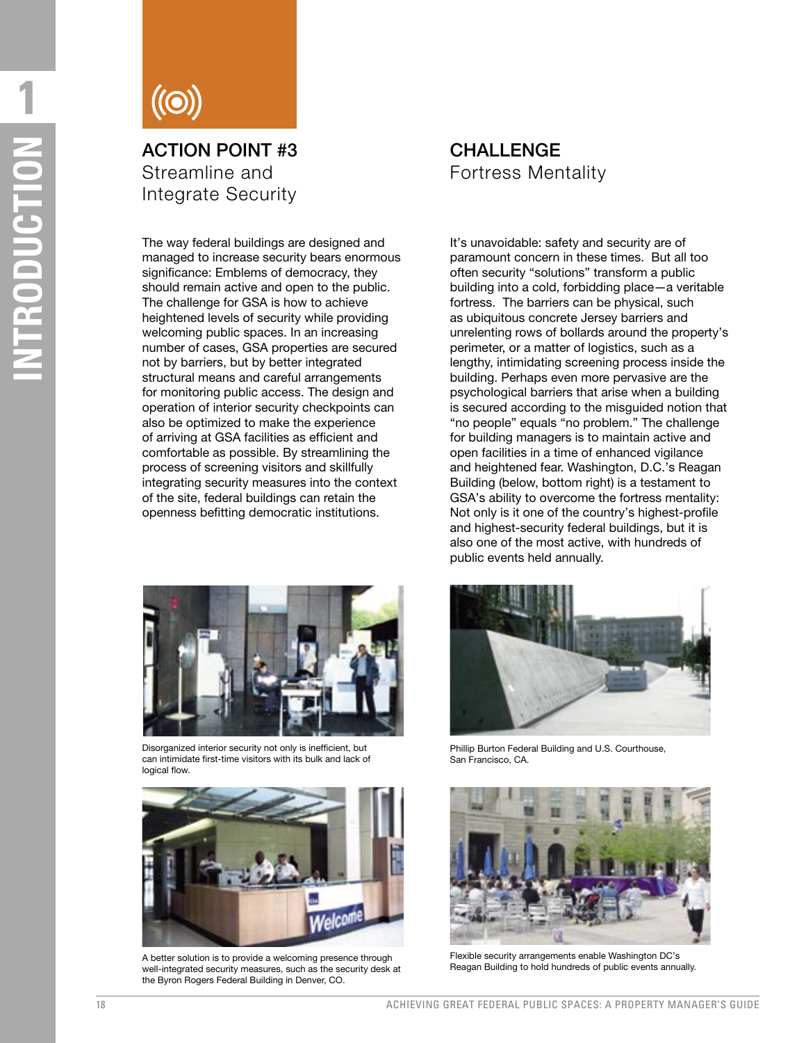## ACTION POINT #3
Streamline and Integrate Security

The way federal buildings are designed and managed to increase security bears enormous significance: Emblems of democracy, they should remain active and open to the public. The challenge for GSA is how to achieve heightened levels of security while providing welcoming public spaces. In an increasing number of cases, GSA properties are secured not by barriers, but by better integrated structural means and careful arrangements for monitoring public access. The design and operation of interior security checkpoints can also be optimized to make the experience of arriving at GSA facilities as efficient and comfortable as possible. By streamlining the process of screening visitors and skillfully integrating security measures into the context of the site, federal buildings can retain the openness befitting democratic institutions.

## CHALLENGE
Fortress Mentality

It's unavoidable: safety and security are of paramount concern in these times. But all too often security "solutions" transform a public building into a cold, forbidding place—a veritable fortress. The barriers can be physical, such as ubiquitous concrete Jersey barriers and unrelenting rows of bollards around the property's perimeter, or a matter of logistics, such as a lengthy, intimidating screening process inside the building. Perhaps even more pervasive are the psychological barriers that arise when a building is secured according to the misguided notion that "no people" equals "no problem." The challenge for building managers is to maintain active and open facilities in a time of enhanced vigilance and heightened fear. Washington, D.C.'s Reagan Building (below, bottom right) is a testament to GSA's ability to overcome the fortress mentality: Not only is it one of the country's highest-profile and highest-security federal buildings, but it is also one of the most active, with hundreds of public events held annually.

Disorganized interior security not only is inefficient, but can intimidate first-time visitors with its bulk and lack of logical flow.

A better solution is to provide a welcoming presence through well-integrated security measures, such as the security desk at the Byron Rogers Federal Building in Denver, CO.

Phillip Burton Federal Building and U.S. Courthouse, San Francisco, CA.

Flexible security arrangements enable Washington DC's Reagan Building to hold hundreds of public events annually.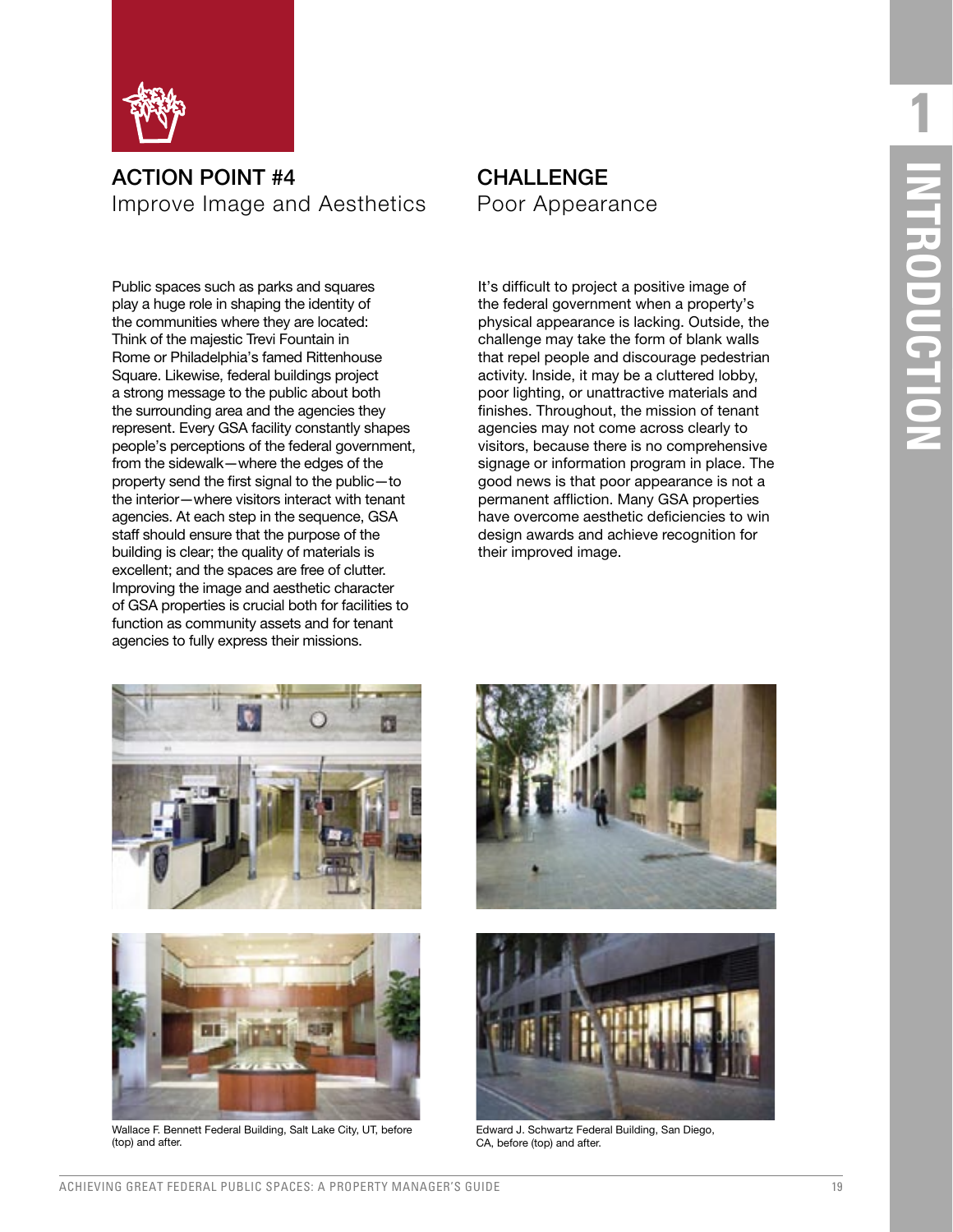## ACTION POINT #4
Improve Image and Aesthetics

Public spaces such as parks and squares play a huge role in shaping the identity of the communities where they are located: Think of the majestic Trevi Fountain in Rome or Philadelphia's famed Rittenhouse Square. Likewise, federal buildings project a strong message to the public about both the surrounding area and the agencies they represent. Every GSA facility constantly shapes people's perceptions of the federal government, from the sidewalk—where the edges of the property send the first signal to the public—to the interior—where visitors interact with tenant agencies. At each step in the sequence, GSA staff should ensure that the purpose of the building is clear; the quality of materials is excellent; and the spaces are free of clutter. Improving the image and aesthetic character of GSA properties is crucial both for facilities to function as community assets and for tenant agencies to fully express their missions.

## CHALLENGE
Poor Appearance

It's difficult to project a positive image of the federal government when a property's physical appearance is lacking. Outside, the challenge may take the form of blank walls that repel people and discourage pedestrian activity. Inside, it may be a cluttered lobby, poor lighting, or unattractive materials and finishes. Throughout, the mission of tenant agencies may not come across clearly to visitors, because there is no comprehensive signage or information program in place. The good news is that poor appearance is not a permanent affliction. Many GSA properties have overcome aesthetic deficiencies to win design awards and achieve recognition for their improved image.

Wallace F. Bennett Federal Building, Salt Lake City, UT, before (top) and after.

Edward J. Schwartz Federal Building, San Diego, CA, before (top) and after.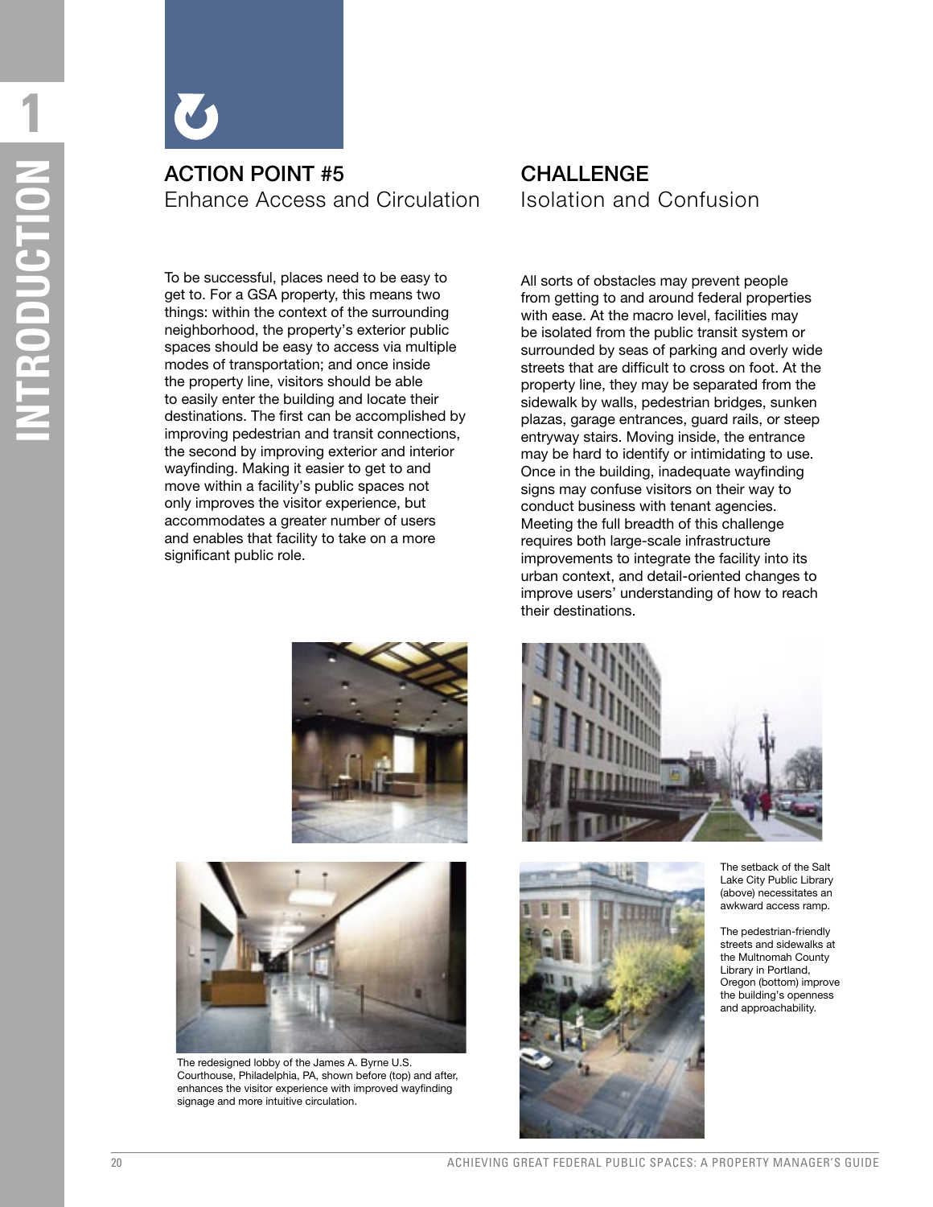## ACTION POINT #5
Enhance Access and Circulation

To be successful, places need to be easy to get to. For a GSA property, this means two things: within the context of the surrounding neighborhood, the property's exterior public spaces should be easy to access via multiple modes of transportation; and once inside the property line, visitors should be able to easily enter the building and locate their destinations. The first can be accomplished by improving pedestrian and transit connections, the second by improving exterior and interior wayfinding. Making it easier to get to and move within a facility's public spaces not only improves the visitor experience, but accommodates a greater number of users and enables that facility to take on a more significant public role.

## CHALLENGE
Isolation and Confusion

All sorts of obstacles may prevent people from getting to and around federal properties with ease. At the macro level, facilities may be isolated from the public transit system or surrounded by seas of parking and overly wide streets that are difficult to cross on foot. At the property line, they may be separated from the sidewalk by walls, pedestrian bridges, sunken plazas, garage entrances, guard rails, or steep entryway stairs. Moving inside, the entrance may be hard to identify or intimidating to use. Once in the building, inadequate wayfinding signs may confuse visitors on their way to conduct business with tenant agencies. Meeting the full breadth of this challenge requires both large-scale infrastructure improvements to integrate the facility into its urban context, and detail-oriented changes to improve users' understanding of how to reach their destinations.

The redesigned lobby of the James A. Byrne U.S. Courthouse, Philadelphia, PA, shown before (top) and after, enhances the visitor experience with improved wayfinding signage and more intuitive circulation.

The setback of the Salt Lake City Public Library (above) necessitates an awkward access ramp.

The pedestrian-friendly streets and sidewalks at the Multnomah County Library in Portland, Oregon (bottom) improve the building's openness and approachability.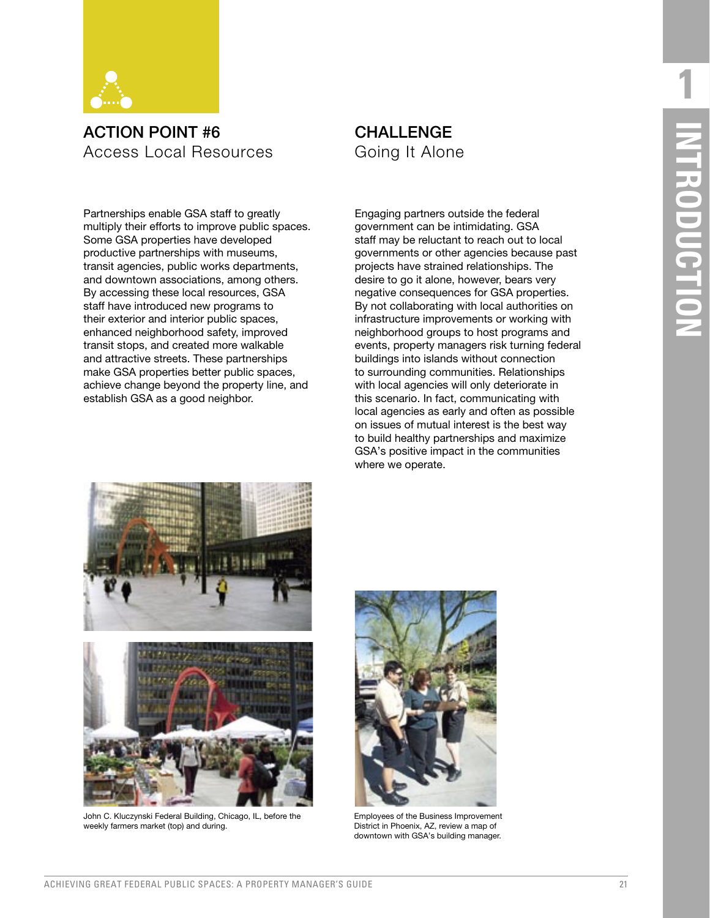## ACTION POINT #6
Access Local Resources

Partnerships enable GSA staff to greatly multiply their efforts to improve public spaces. Some GSA properties have developed productive partnerships with museums, transit agencies, public works departments, and downtown associations, among others. By accessing these local resources, GSA staff have introduced new programs to their exterior and interior public spaces, enhanced neighborhood safety, improved transit stops, and created more walkable and attractive streets. These partnerships make GSA properties better public spaces, achieve change beyond the property line, and establish GSA as a good neighbor.

## CHALLENGE
Going It Alone

Engaging partners outside the federal government can be intimidating. GSA staff may be reluctant to reach out to local governments or other agencies because past projects have strained relationships. The desire to go it alone, however, bears very negative consequences for GSA properties. By not collaborating with local authorities on infrastructure improvements or working with neighborhood groups to host programs and events, property managers risk turning federal buildings into islands without connection to surrounding communities. Relationships with local agencies will only deteriorate in this scenario. In fact, communicating with local agencies as early and often as possible on issues of mutual interest is the best way to build healthy partnerships and maximize GSA's positive impact in the communities where we operate.

John C. Kluczynski Federal Building, Chicago, IL, before the weekly farmers market (top) and during.

Employees of the Business Improvement District in Phoenix, AZ, review a map of downtown with GSA's building manager.